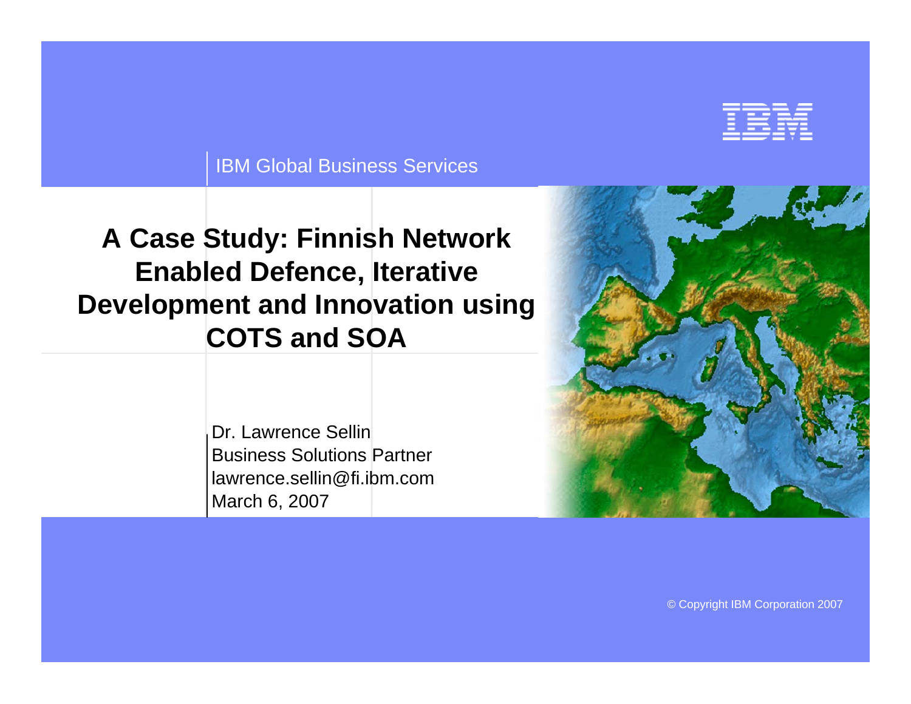IBM Global Business Services

# A Case Study: Finnish Network Enabled Defence, Iterative Development and Innovation using COTS and SOA

Dr. Lawrence Sellin
Business Solutions Partner
lawrence.sellin@fi.ibm.com
March 6, 2007

© Copyright IBM Corporation 2007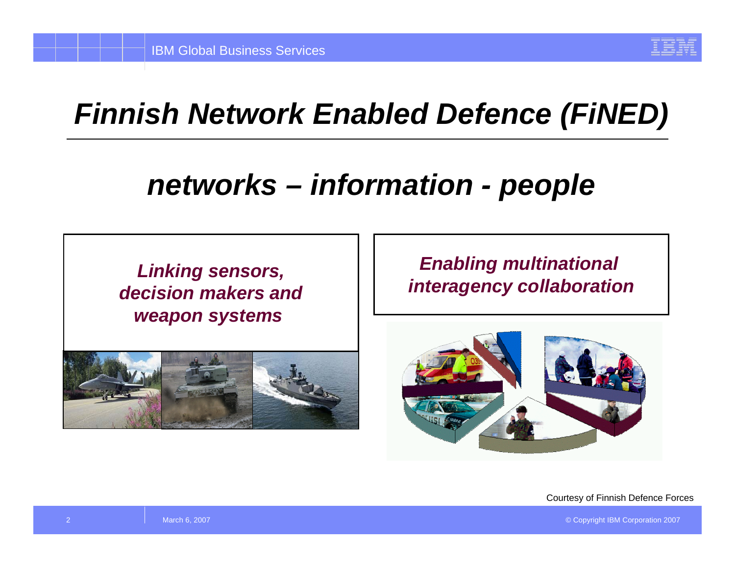# *Finnish Network Enabled Defence (FiNED)*

## *networks – information - people*

***Linking sensors, decision makers and weapon systems***

***Enabling multinational interagency collaboration***

Courtesy of Finnish Defence Forces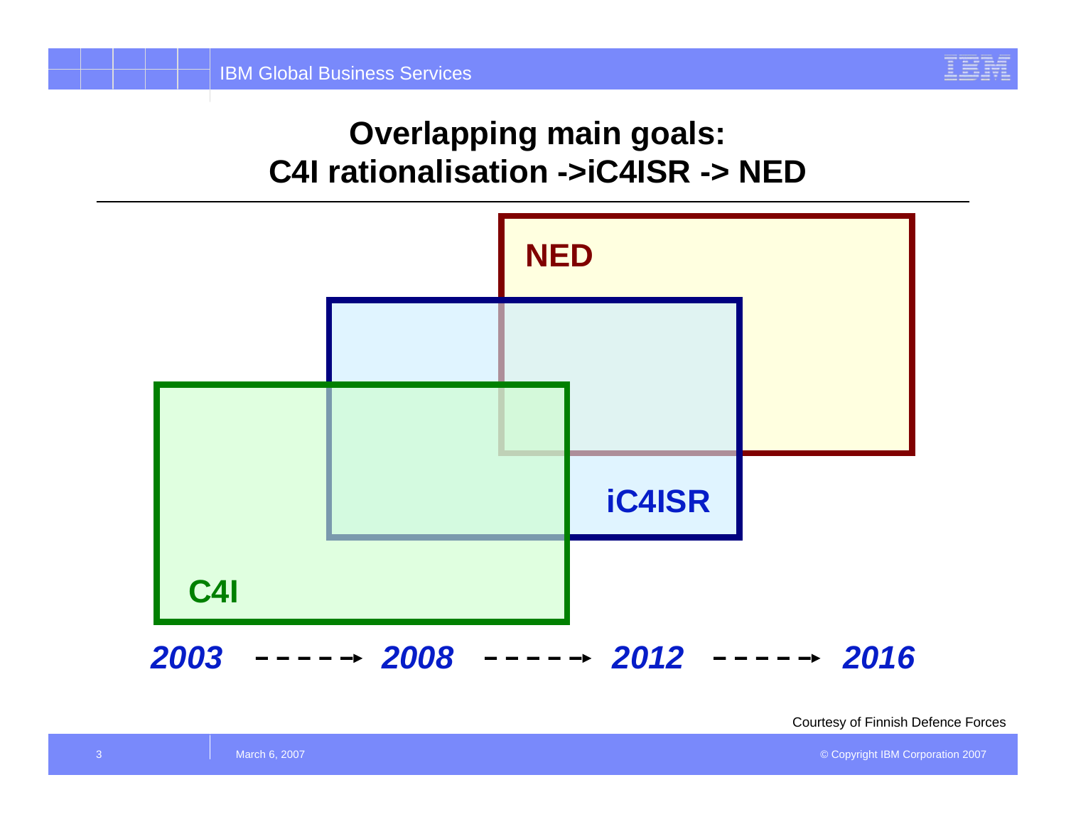# Overlapping main goals: C4I rationalisation ->iC4ISR -> NED

NED

iC4ISR

C4I

*2003* -----> *2008* -----> *2012* -----> *2016*

Courtesy of Finnish Defence Forces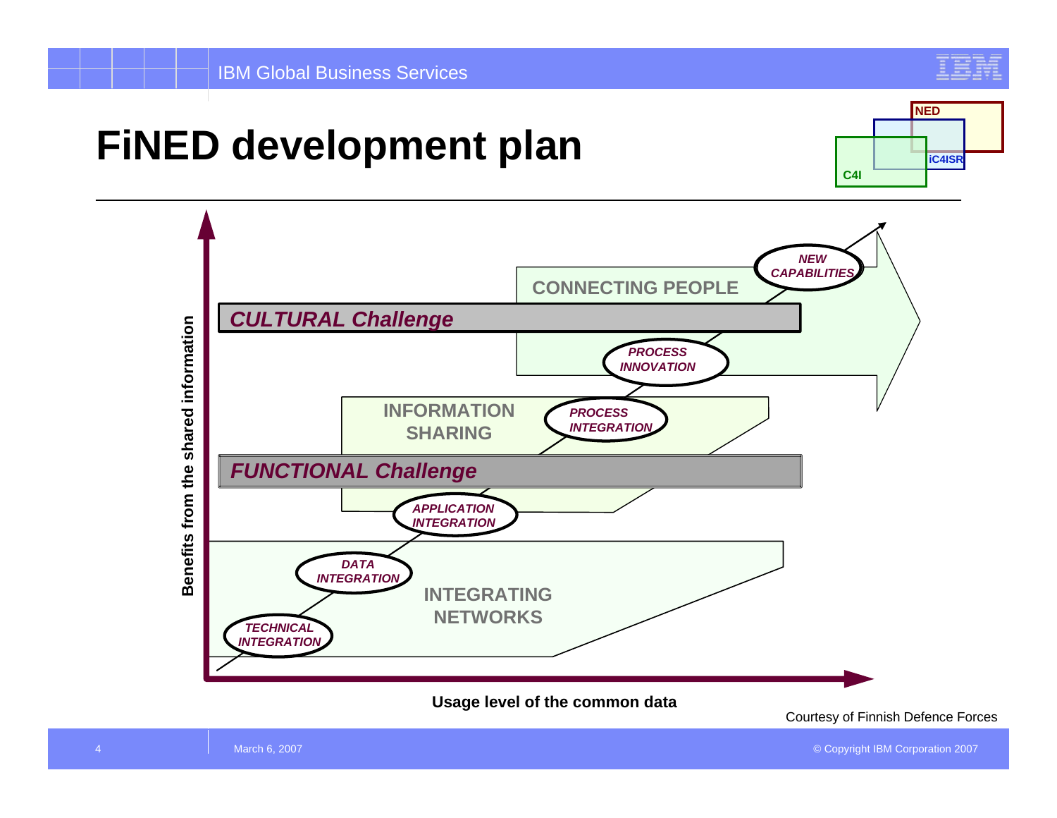# FiNED development plan

NED

iC4ISR

C4I

Benefits from the shared information

NEW CAPABILITIES

CONNECTING PEOPLE

*CULTURAL Challenge*

PROCESS INNOVATION

INFORMATION SHARING

PROCESS INTEGRATION

*FUNCTIONAL Challenge*

APPLICATION INTEGRATION

DATA INTEGRATION

INTEGRATING NETWORKS

TECHNICAL INTEGRATION

Usage level of the common data

Courtesy of Finnish Defence Forces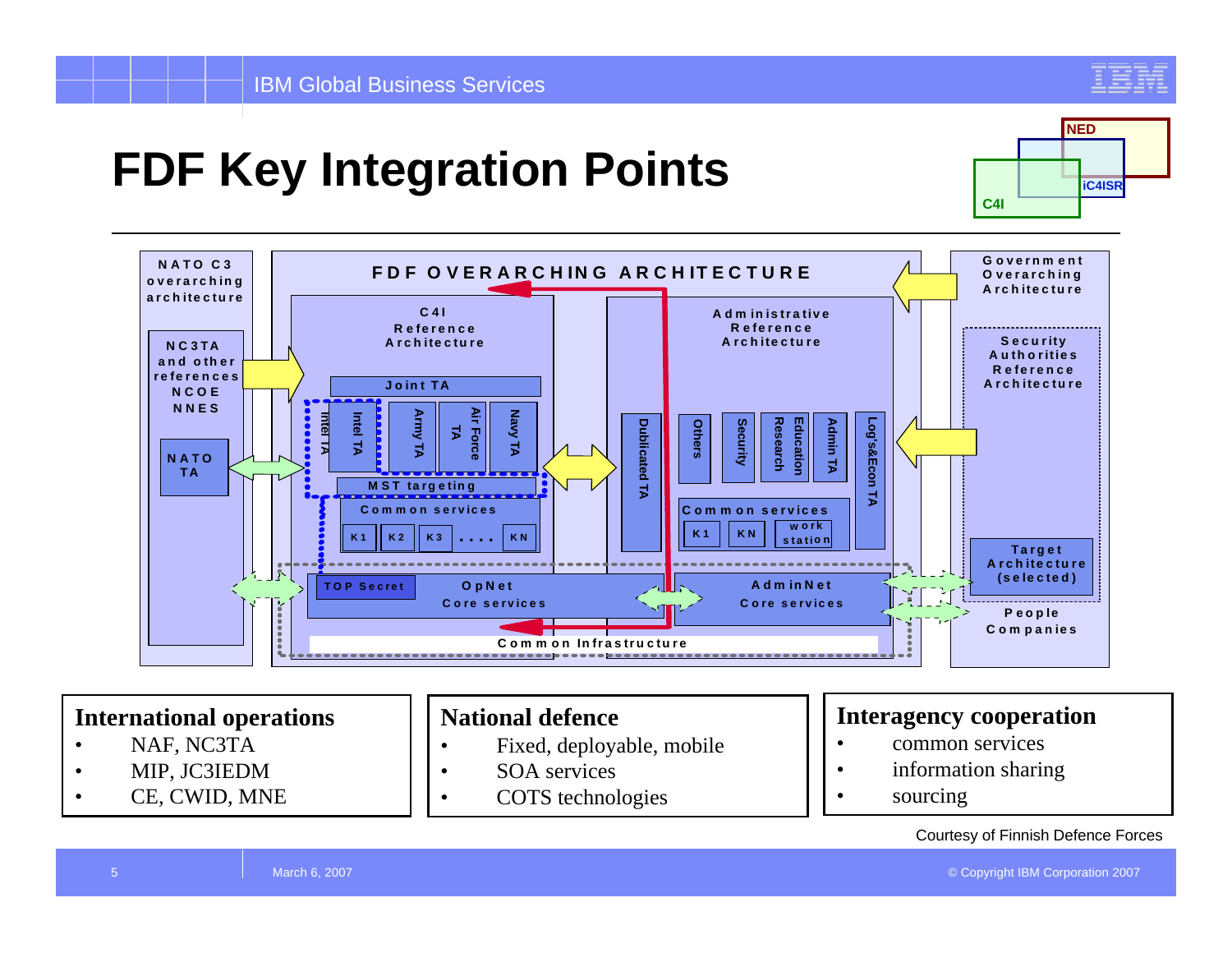# FDF Key Integration Points

NED

iC4ISR

C4I

NATO C3 overarching architecture

NC3TA and other references NCOE NNES

NATO TA

FDF OVERARCHING ARCHITECTURE

C4I Reference Architecture

Joint TA

Intel TA

Intel TA

Army TA

Air Force TA

Navy TA

MST targeting

Common services

K1 K2 K3 .... KN

Administrative Reference Architecture

Dublicated TA

Others

Security

Education Research

Admin TA

Log's&Econ TA

Common services

K1 KN work station

TOP Secret

OpNet Core services

AdminNet Core services

Common Infrastructure

Government Overarching Architecture

Security Authorities Reference Architecture

Target Architecture (selected)

People Companies

**International operations**

- NAF, NC3TA
- MIP, JC3IEDM
- CE, CWID, MNE

**National defence**

- Fixed, deployable, mobile
- SOA services
- COTS technologies

**Interagency cooperation**

- common services
- information sharing
- sourcing

Courtesy of Finnish Defence Forces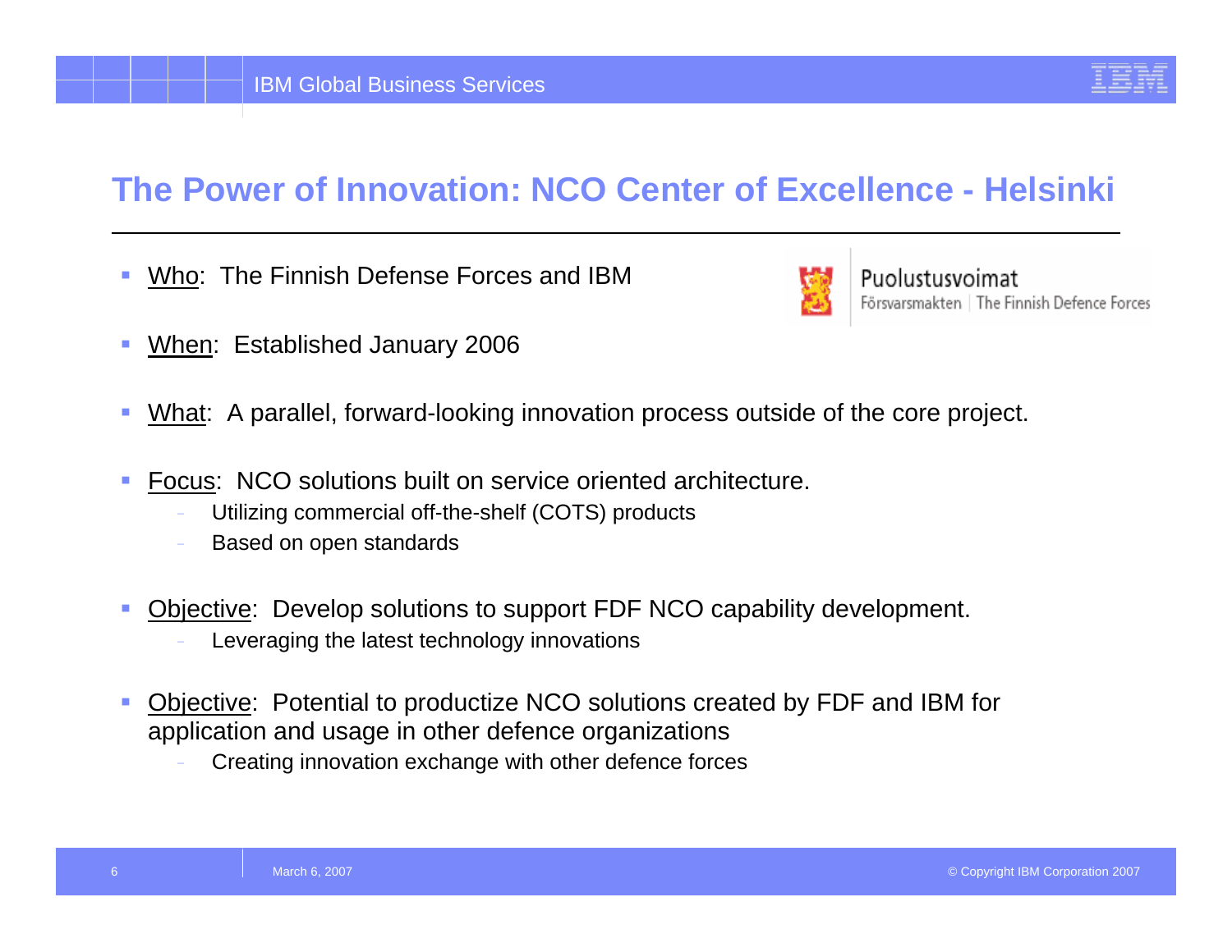# The Power of Innovation: NCO Center of Excellence - Helsinki

Puolustusvoimat
Försvarsmakten | The Finnish Defence Forces

- Who: The Finnish Defense Forces and IBM
- When: Established January 2006
- What: A parallel, forward-looking innovation process outside of the core project.
- Focus: NCO solutions built on service oriented architecture.
  - Utilizing commercial off-the-shelf (COTS) products
  - Based on open standards
- Objective: Develop solutions to support FDF NCO capability development.
  - Leveraging the latest technology innovations
- Objective: Potential to productize NCO solutions created by FDF and IBM for application and usage in other defence organizations
  - Creating innovation exchange with other defence forces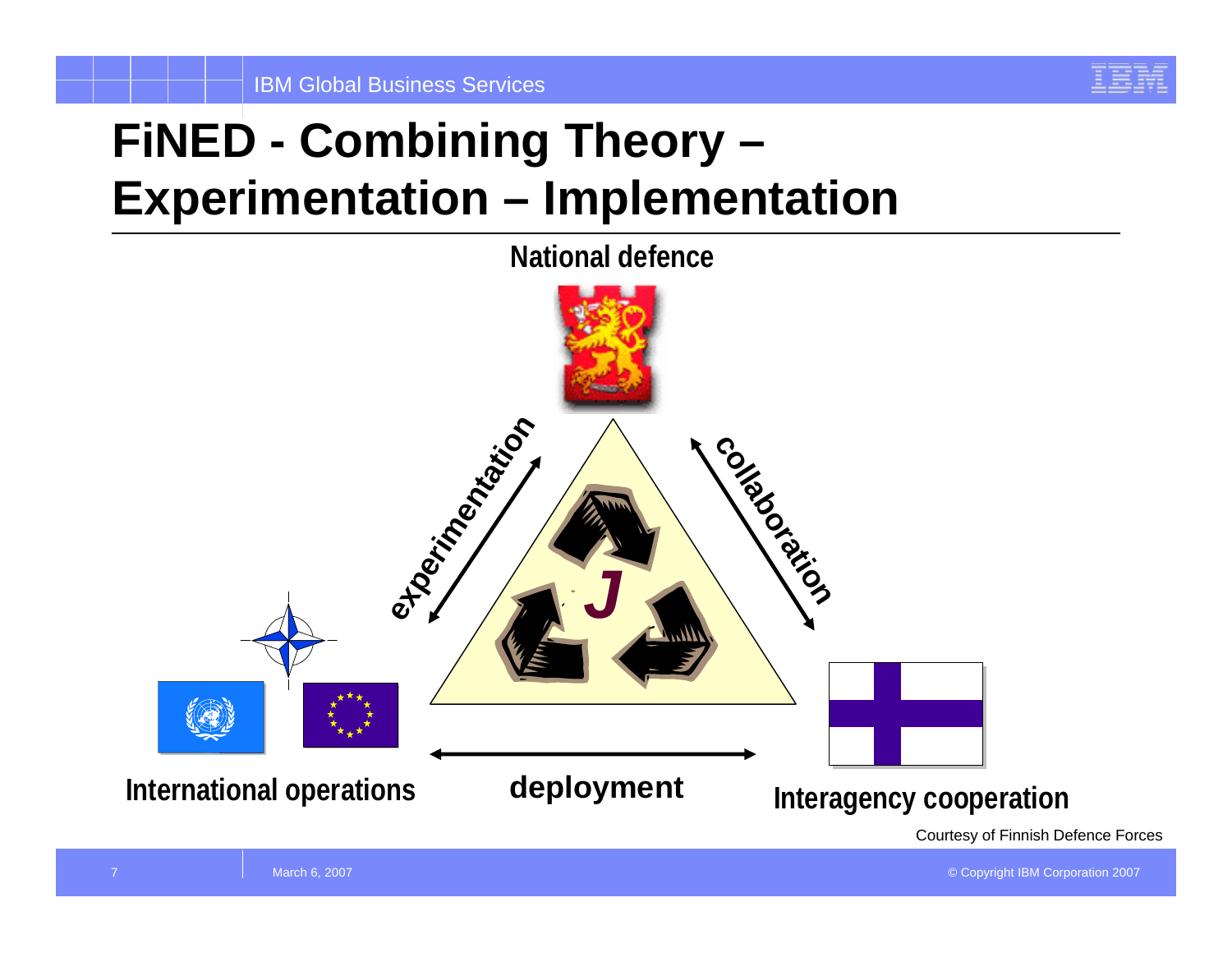# FiNED - Combining Theory – Experimentation – Implementation

National defence

experimentation

collaboration

J

International operations

deployment

Interagency cooperation

Courtesy of Finnish Defence Forces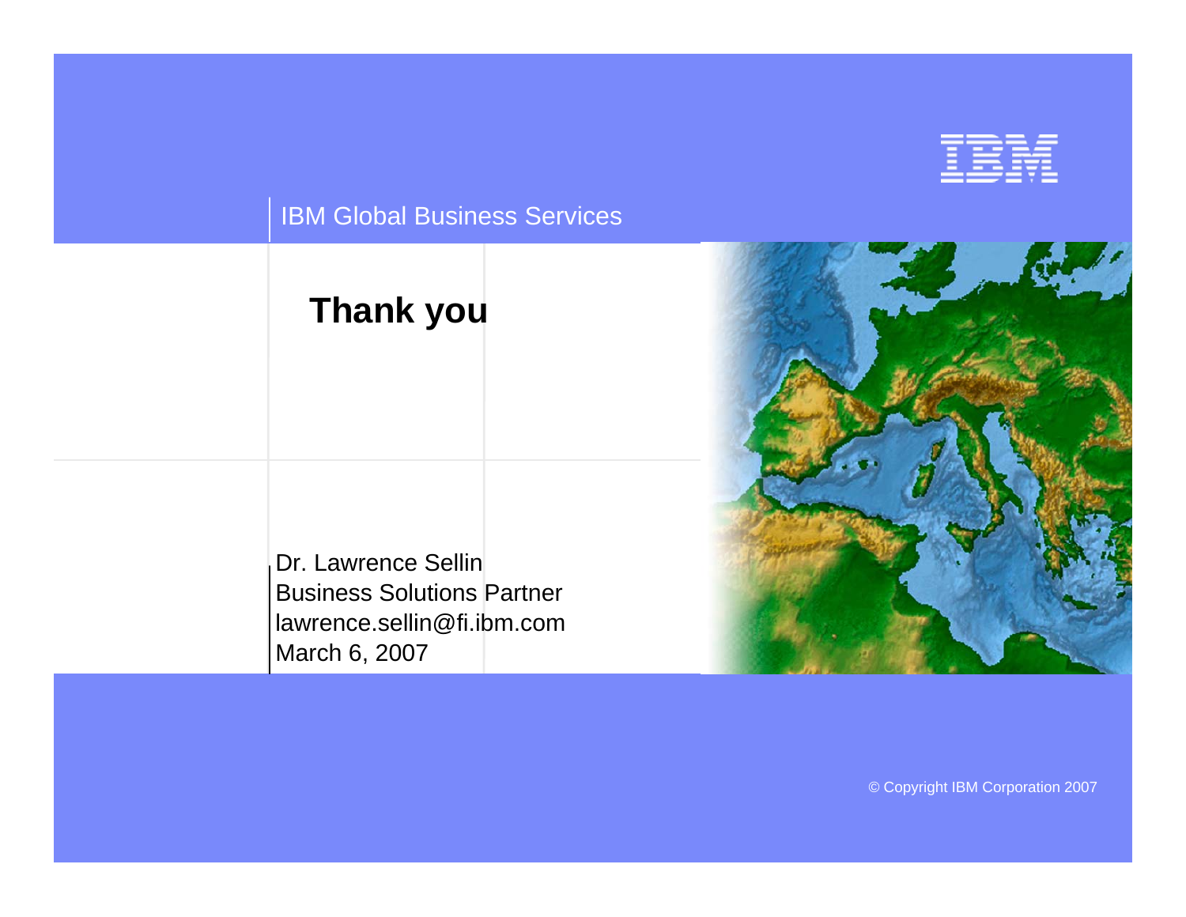IBM Global Business Services

# Thank you

Dr. Lawrence Sellin
Business Solutions Partner
lawrence.sellin@fi.ibm.com
March 6, 2007

© Copyright IBM Corporation 2007